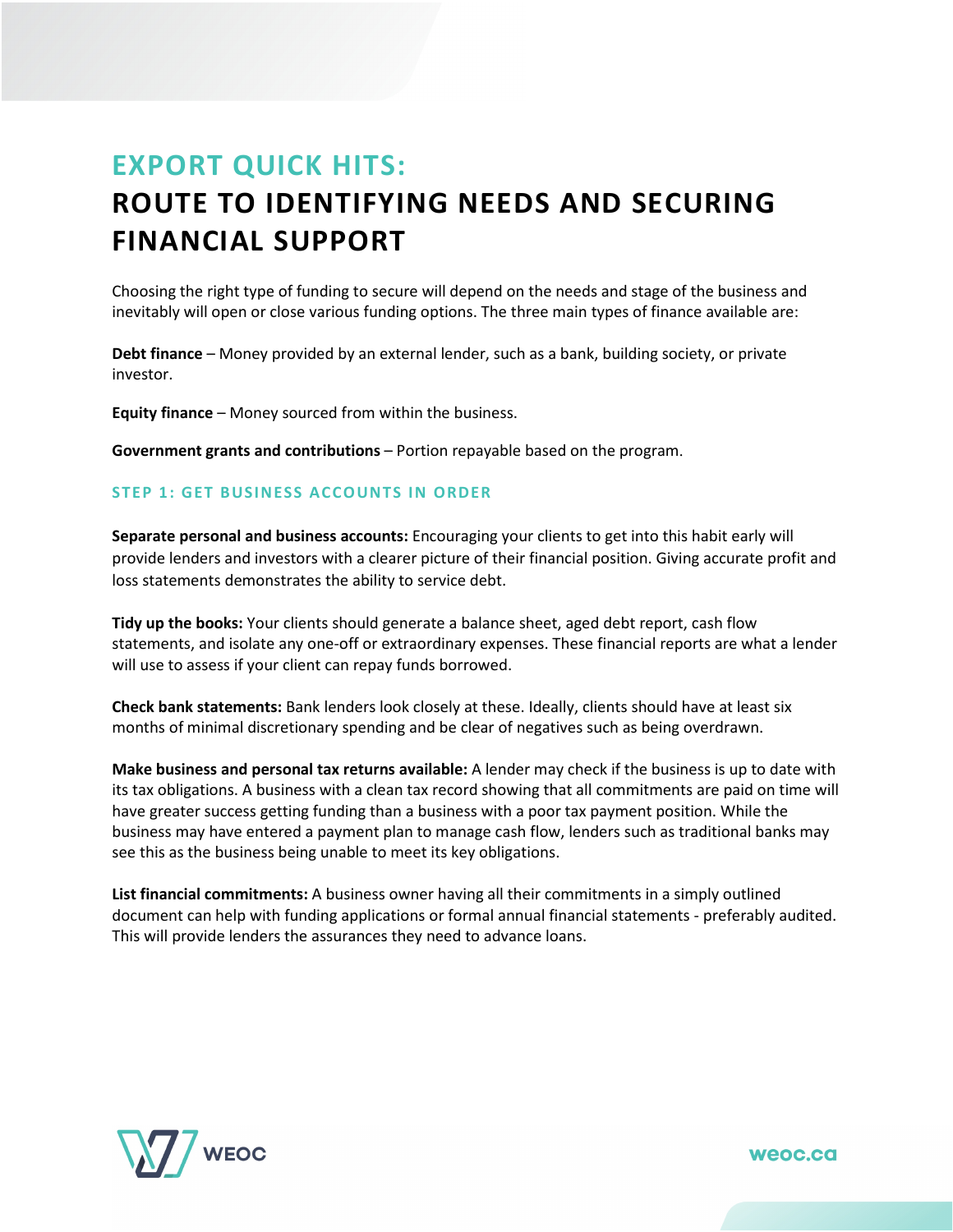# EXPORT QUICK HITS:
# ROUTE TO IDENTIFYING NEEDS AND SECURING FINANCIAL SUPPORT

Choosing the right type of funding to secure will depend on the needs and stage of the business and inevitably will open or close various funding options. The three main types of finance available are:

**Debt finance** – Money provided by an external lender, such as a bank, building society, or private investor.

**Equity finance** – Money sourced from within the business.

**Government grants and contributions** – Portion repayable based on the program.

## STEP 1: GET BUSINESS ACCOUNTS IN ORDER

**Separate personal and business accounts:** Encouraging your clients to get into this habit early will provide lenders and investors with a clearer picture of their financial position. Giving accurate profit and loss statements demonstrates the ability to service debt.

**Tidy up the books:** Your clients should generate a balance sheet, aged debt report, cash flow statements, and isolate any one-off or extraordinary expenses. These financial reports are what a lender will use to assess if your client can repay funds borrowed.

**Check bank statements:** Bank lenders look closely at these. Ideally, clients should have at least six months of minimal discretionary spending and be clear of negatives such as being overdrawn.

**Make business and personal tax returns available:** A lender may check if the business is up to date with its tax obligations. A business with a clean tax record showing that all commitments are paid on time will have greater success getting funding than a business with a poor tax payment position. While the business may have entered a payment plan to manage cash flow, lenders such as traditional banks may see this as the business being unable to meet its key obligations.

**List financial commitments:** A business owner having all their commitments in a simply outlined document can help with funding applications or formal annual financial statements - preferably audited. This will provide lenders the assurances they need to advance loans.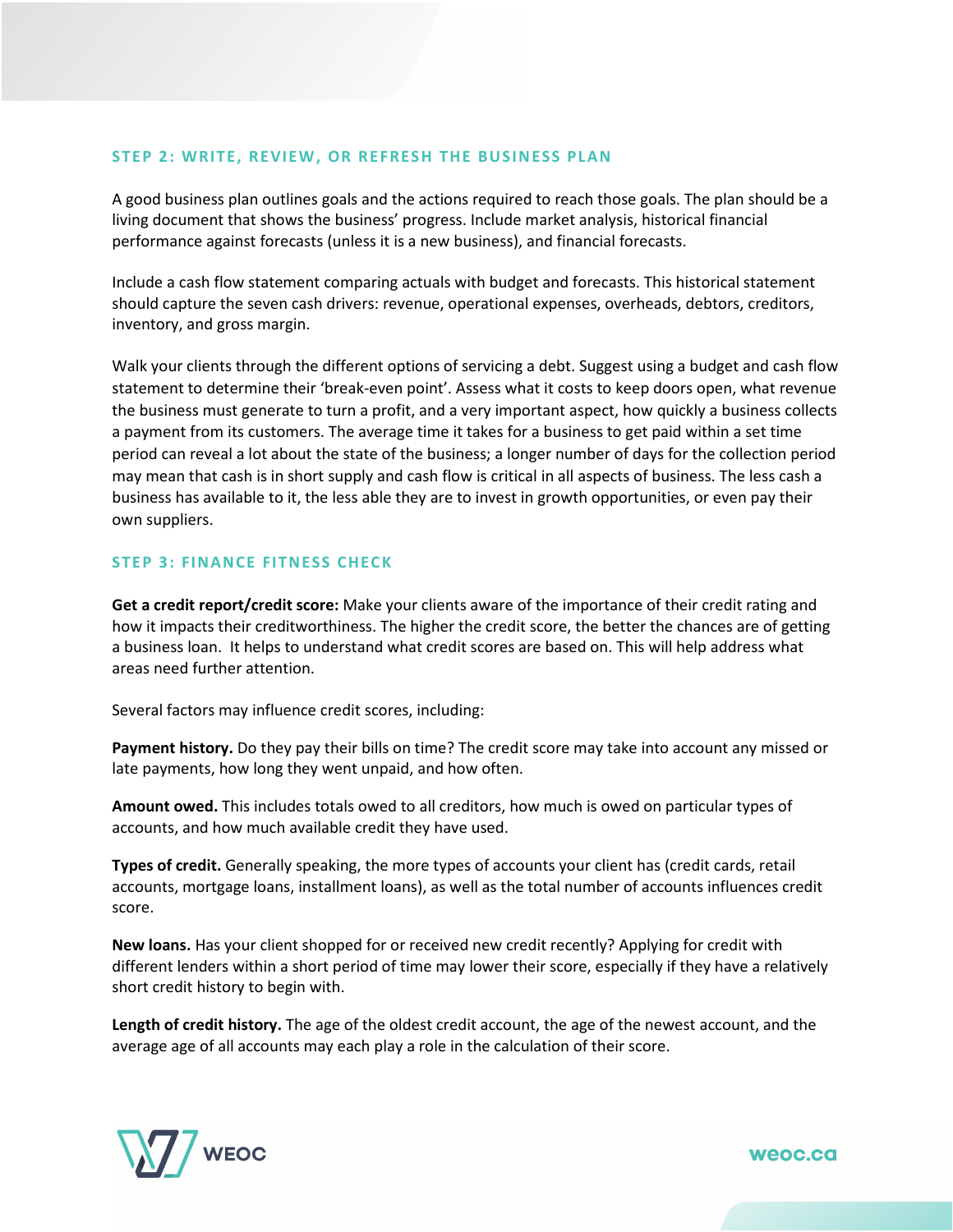## STEP 2: WRITE, REVIEW, OR REFRESH THE BUSINESS PLAN

A good business plan outlines goals and the actions required to reach those goals. The plan should be a living document that shows the business' progress. Include market analysis, historical financial performance against forecasts (unless it is a new business), and financial forecasts.

Include a cash flow statement comparing actuals with budget and forecasts. This historical statement should capture the seven cash drivers: revenue, operational expenses, overheads, debtors, creditors, inventory, and gross margin.

Walk your clients through the different options of servicing a debt. Suggest using a budget and cash flow statement to determine their 'break-even point'. Assess what it costs to keep doors open, what revenue the business must generate to turn a profit, and a very important aspect, how quickly a business collects a payment from its customers. The average time it takes for a business to get paid within a set time period can reveal a lot about the state of the business; a longer number of days for the collection period may mean that cash is in short supply and cash flow is critical in all aspects of business. The less cash a business has available to it, the less able they are to invest in growth opportunities, or even pay their own suppliers.

## STEP 3: FINANCE FITNESS CHECK

**Get a credit report/credit score:** Make your clients aware of the importance of their credit rating and how it impacts their creditworthiness. The higher the credit score, the better the chances are of getting a business loan. It helps to understand what credit scores are based on. This will help address what areas need further attention.

Several factors may influence credit scores, including:

**Payment history.** Do they pay their bills on time? The credit score may take into account any missed or late payments, how long they went unpaid, and how often.

**Amount owed.** This includes totals owed to all creditors, how much is owed on particular types of accounts, and how much available credit they have used.

**Types of credit.** Generally speaking, the more types of accounts your client has (credit cards, retail accounts, mortgage loans, installment loans), as well as the total number of accounts influences credit score.

**New loans.** Has your client shopped for or received new credit recently? Applying for credit with different lenders within a short period of time may lower their score, especially if they have a relatively short credit history to begin with.

**Length of credit history.** The age of the oldest credit account, the age of the newest account, and the average age of all accounts may each play a role in the calculation of their score.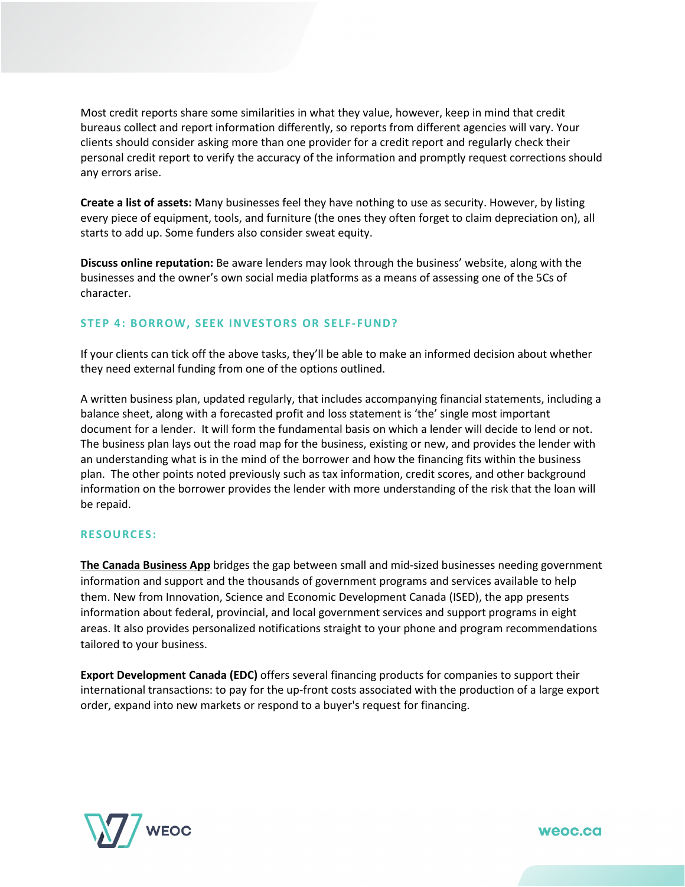Most credit reports share some similarities in what they value, however, keep in mind that credit bureaus collect and report information differently, so reports from different agencies will vary. Your clients should consider asking more than one provider for a credit report and regularly check their personal credit report to verify the accuracy of the information and promptly request corrections should any errors arise.

**Create a list of assets:** Many businesses feel they have nothing to use as security. However, by listing every piece of equipment, tools, and furniture (the ones they often forget to claim depreciation on), all starts to add up. Some funders also consider sweat equity.

**Discuss online reputation:** Be aware lenders may look through the business' website, along with the businesses and the owner's own social media platforms as a means of assessing one of the 5Cs of character.

### STEP 4: BORROW, SEEK INVESTORS OR SELF-FUND?

If your clients can tick off the above tasks, they'll be able to make an informed decision about whether they need external funding from one of the options outlined.

A written business plan, updated regularly, that includes accompanying financial statements, including a balance sheet, along with a forecasted profit and loss statement is 'the' single most important document for a lender. It will form the fundamental basis on which a lender will decide to lend or not. The business plan lays out the road map for the business, existing or new, and provides the lender with an understanding what is in the mind of the borrower and how the financing fits within the business plan. The other points noted previously such as tax information, credit scores, and other background information on the borrower provides the lender with more understanding of the risk that the loan will be repaid.

### RESOURCES:

**The Canada Business App** bridges the gap between small and mid-sized businesses needing government information and support and the thousands of government programs and services available to help them. New from Innovation, Science and Economic Development Canada (ISED), the app presents information about federal, provincial, and local government services and support programs in eight areas. It also provides personalized notifications straight to your phone and program recommendations tailored to your business.

**Export Development Canada (EDC)** offers several financing products for companies to support their international transactions: to pay for the up-front costs associated with the production of a large export order, expand into new markets or respond to a buyer's request for financing.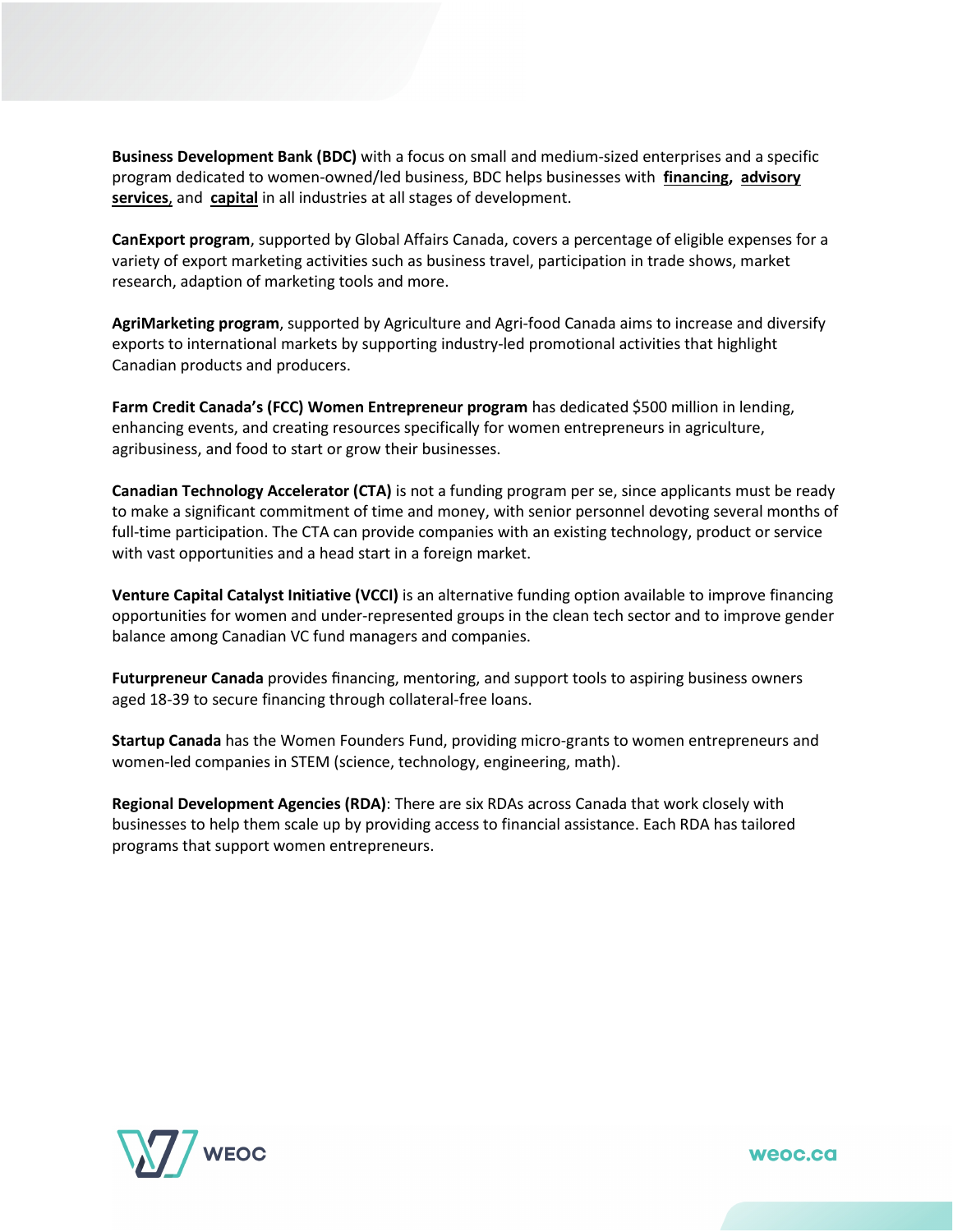**Business Development Bank (BDC)** with a focus on small and medium-sized enterprises and a specific program dedicated to women-owned/led business, BDC helps businesses with **financing**, **advisory services**, and **capital** in all industries at all stages of development.

**CanExport program**, supported by Global Affairs Canada, covers a percentage of eligible expenses for a variety of export marketing activities such as business travel, participation in trade shows, market research, adaption of marketing tools and more.

**AgriMarketing program**, supported by Agriculture and Agri-food Canada aims to increase and diversify exports to international markets by supporting industry-led promotional activities that highlight Canadian products and producers.

**Farm Credit Canada's (FCC) Women Entrepreneur program** has dedicated $500 million in lending, enhancing events, and creating resources specifically for women entrepreneurs in agriculture, agribusiness, and food to start or grow their businesses.

**Canadian Technology Accelerator (CTA)** is not a funding program per se, since applicants must be ready to make a significant commitment of time and money, with senior personnel devoting several months of full-time participation. The CTA can provide companies with an existing technology, product or service with vast opportunities and a head start in a foreign market.

**Venture Capital Catalyst Initiative (VCCI)** is an alternative funding option available to improve financing opportunities for women and under-represented groups in the clean tech sector and to improve gender balance among Canadian VC fund managers and companies.

**Futurpreneur Canada** provides financing, mentoring, and support tools to aspiring business owners aged 18-39 to secure financing through collateral-free loans.

**Startup Canada** has the Women Founders Fund, providing micro-grants to women entrepreneurs and women-led companies in STEM (science, technology, engineering, math).

**Regional Development Agencies (RDA)**: There are six RDAs across Canada that work closely with businesses to help them scale up by providing access to financial assistance. Each RDA has tailored programs that support women entrepreneurs.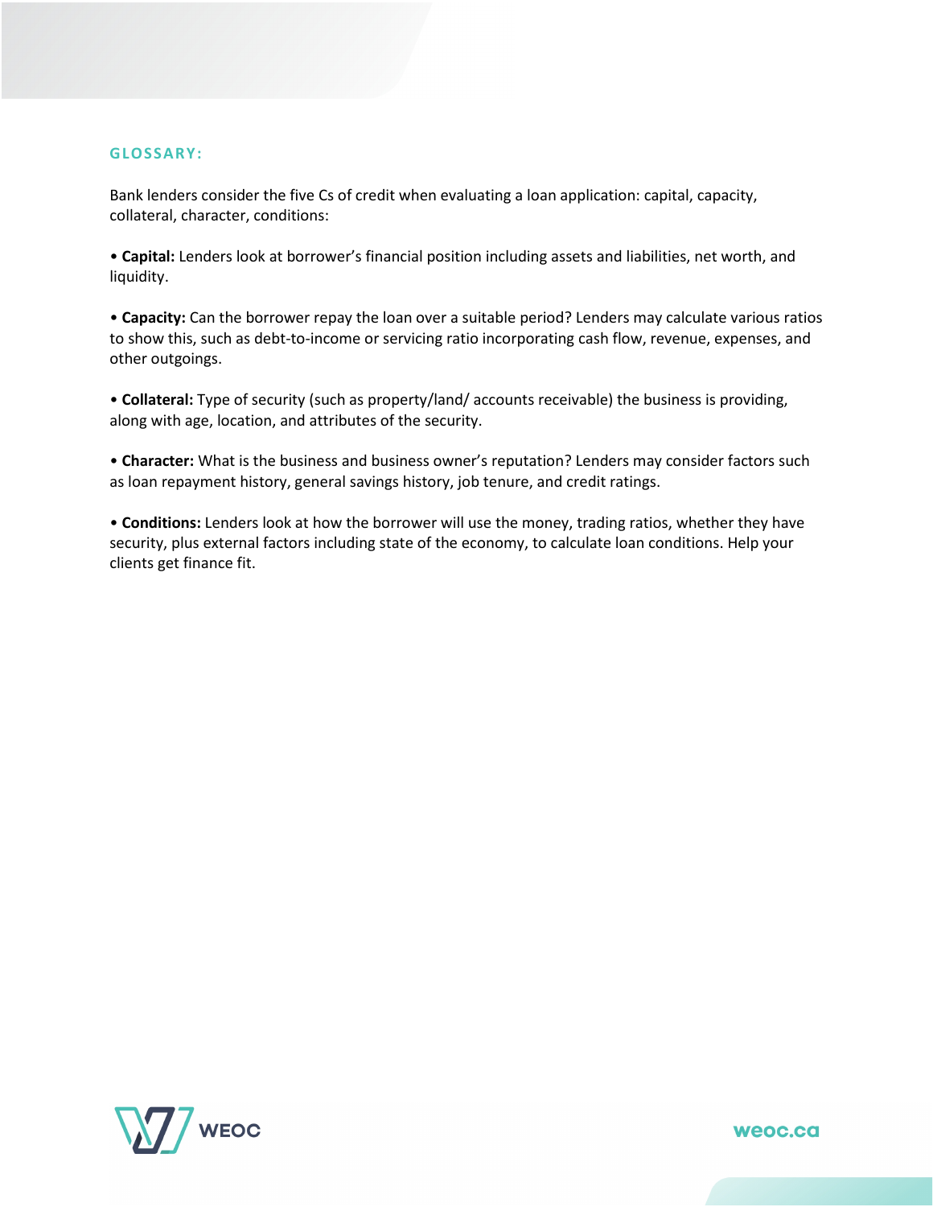## GLOSSARY:

Bank lenders consider the five Cs of credit when evaluating a loan application: capital, capacity, collateral, character, conditions:

- **Capital:** Lenders look at borrower's financial position including assets and liabilities, net worth, and liquidity.

- **Capacity:** Can the borrower repay the loan over a suitable period? Lenders may calculate various ratios to show this, such as debt-to-income or servicing ratio incorporating cash flow, revenue, expenses, and other outgoings.

- **Collateral:** Type of security (such as property/land/ accounts receivable) the business is providing, along with age, location, and attributes of the security.

- **Character:** What is the business and business owner's reputation? Lenders may consider factors such as loan repayment history, general savings history, job tenure, and credit ratings.

- **Conditions:** Lenders look at how the borrower will use the money, trading ratios, whether they have security, plus external factors including state of the economy, to calculate loan conditions. Help your clients get finance fit.